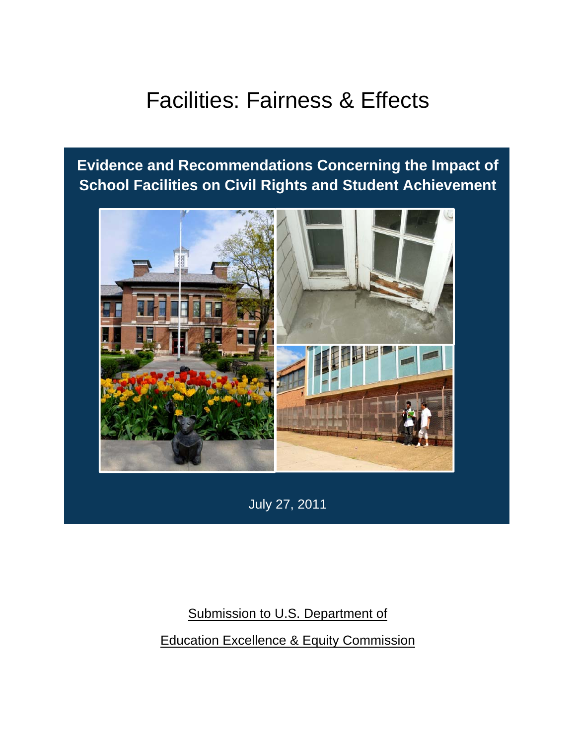# Facilities: Fairness & Effects

## Evidence and Recommendations Concerning the Impact of School Facilities on Civil Rights and Student Achievement

July 27, 2011

Submission to U.S. Department of

Education Excellence & Equity Commission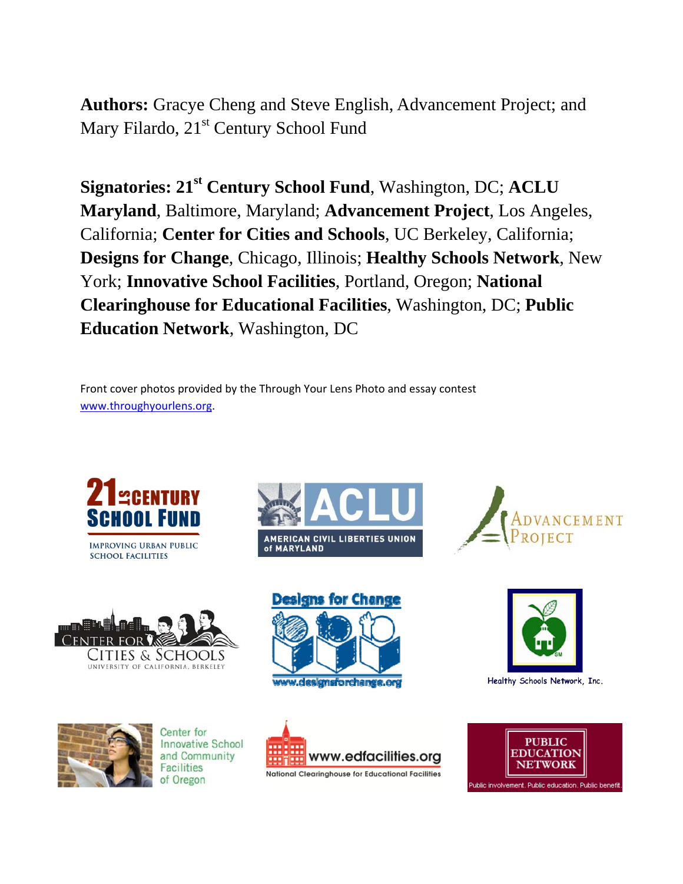**Authors:** Gracye Cheng and Steve English, Advancement Project; and Mary Filardo, 21st Century School Fund

**Signatories: 21st Century School Fund**, Washington, DC; **ACLU Maryland**, Baltimore, Maryland; **Advancement Project**, Los Angeles, California; **Center for Cities and Schools**, UC Berkeley, California; **Designs for Change**, Chicago, Illinois; **Healthy Schools Network**, New York; **Innovative School Facilities**, Portland, Oregon; **National Clearinghouse for Educational Facilities**, Washington, DC; **Public Education Network**, Washington, DC

Front cover photos provided by the Through Your Lens Photo and essay contest www.throughyourlens.org.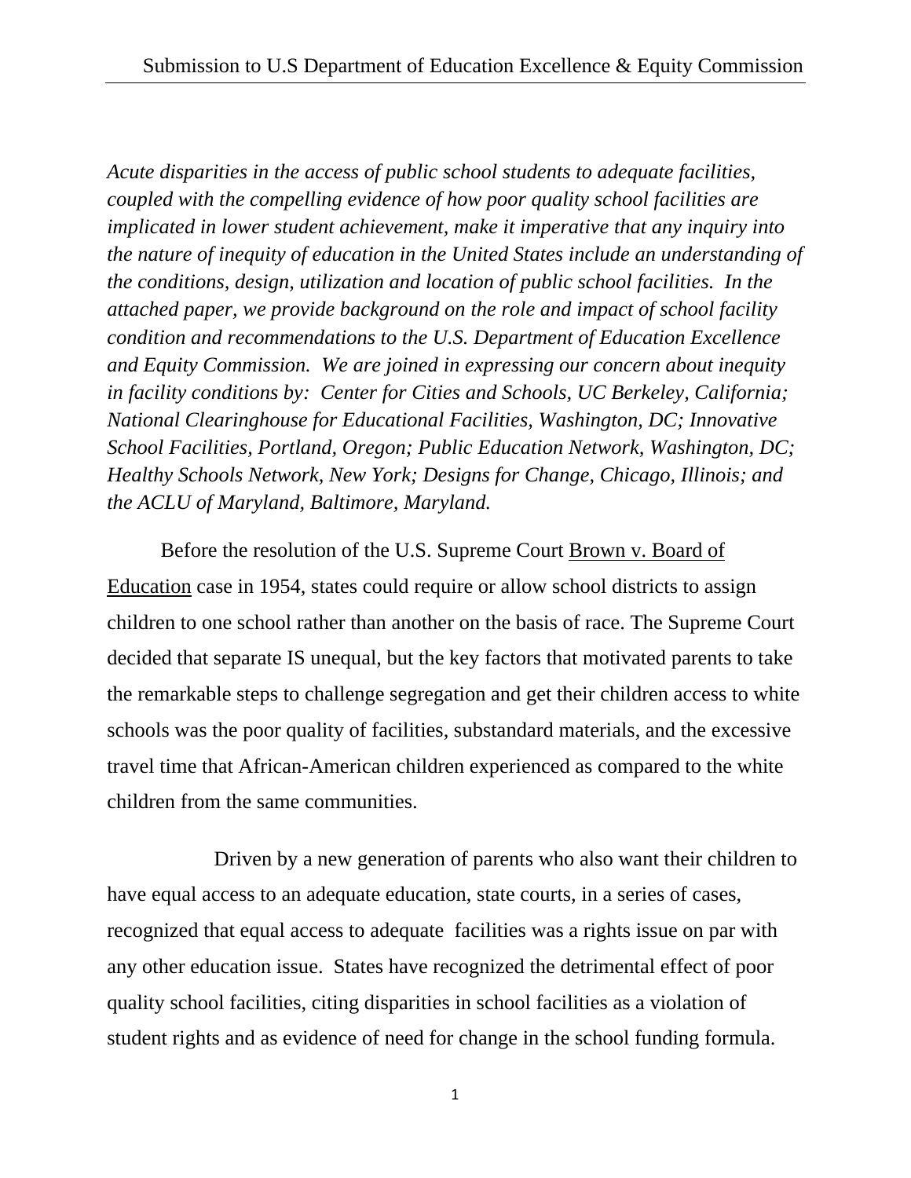*Acute disparities in the access of public school students to adequate facilities, coupled with the compelling evidence of how poor quality school facilities are implicated in lower student achievement, make it imperative that any inquiry into the nature of inequity of education in the United States include an understanding of the conditions, design, utilization and location of public school facilities. In the attached paper, we provide background on the role and impact of school facility condition and recommendations to the U.S. Department of Education Excellence and Equity Commission. We are joined in expressing our concern about inequity in facility conditions by: Center for Cities and Schools, UC Berkeley, California; National Clearinghouse for Educational Facilities, Washington, DC; Innovative School Facilities, Portland, Oregon; Public Education Network, Washington, DC; Healthy Schools Network, New York; Designs for Change, Chicago, Illinois; and the ACLU of Maryland, Baltimore, Maryland.*

Before the resolution of the U.S. Supreme Court Brown v. Board of Education case in 1954, states could require or allow school districts to assign children to one school rather than another on the basis of race. The Supreme Court decided that separate IS unequal, but the key factors that motivated parents to take the remarkable steps to challenge segregation and get their children access to white schools was the poor quality of facilities, substandard materials, and the excessive travel time that African-American children experienced as compared to the white children from the same communities.

Driven by a new generation of parents who also want their children to have equal access to an adequate education, state courts, in a series of cases, recognized that equal access to adequate facilities was a rights issue on par with any other education issue. States have recognized the detrimental effect of poor quality school facilities, citing disparities in school facilities as a violation of student rights and as evidence of need for change in the school funding formula.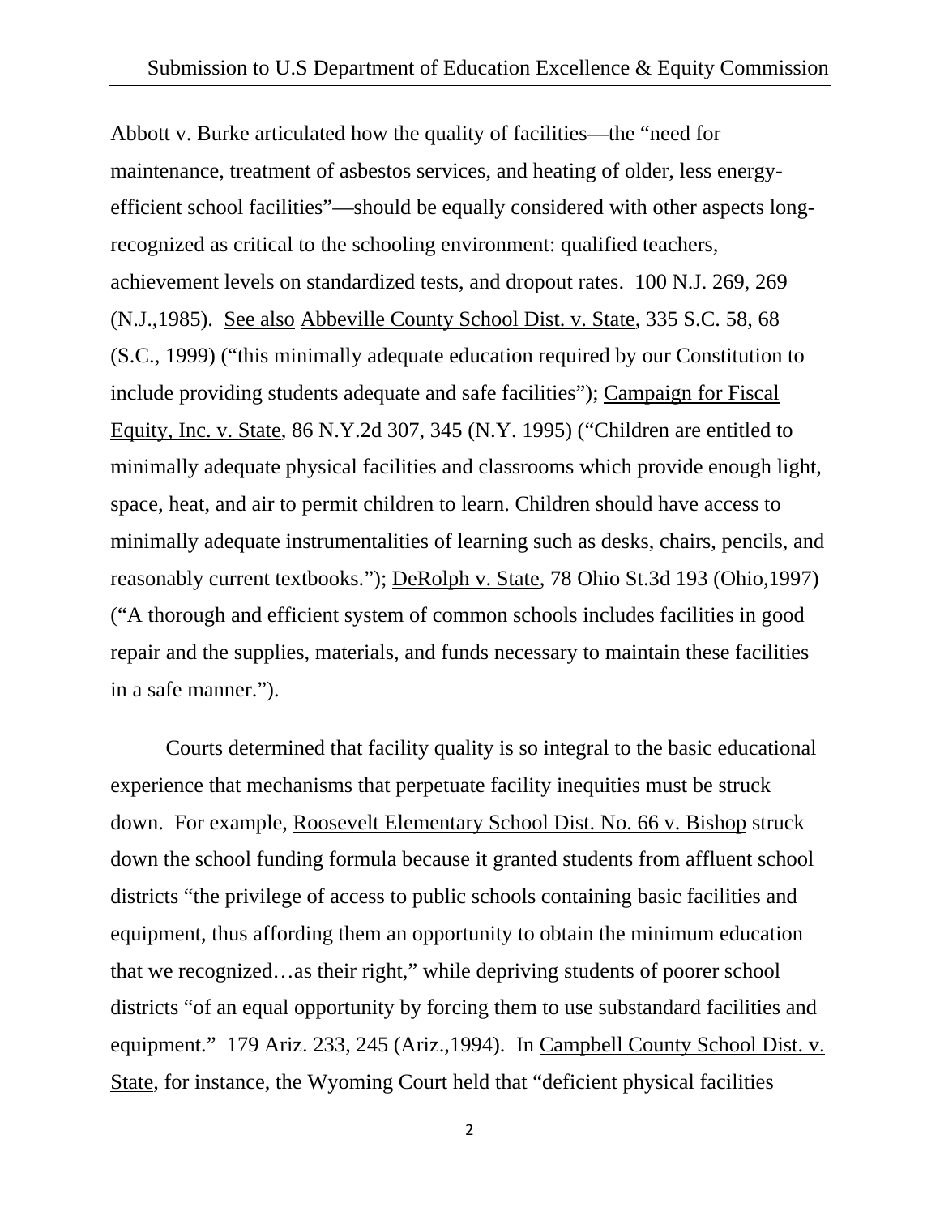Abbott v. Burke articulated how the quality of facilities—the "need for maintenance, treatment of asbestos services, and heating of older, less energy-efficient school facilities"—should be equally considered with other aspects long-recognized as critical to the schooling environment: qualified teachers, achievement levels on standardized tests, and dropout rates. 100 N.J. 269, 269 (N.J.,1985). See also Abbeville County School Dist. v. State, 335 S.C. 58, 68 (S.C., 1999) ("this minimally adequate education required by our Constitution to include providing students adequate and safe facilities"); Campaign for Fiscal Equity, Inc. v. State, 86 N.Y.2d 307, 345 (N.Y. 1995) ("Children are entitled to minimally adequate physical facilities and classrooms which provide enough light, space, heat, and air to permit children to learn. Children should have access to minimally adequate instrumentalities of learning such as desks, chairs, pencils, and reasonably current textbooks."); DeRolph v. State, 78 Ohio St.3d 193 (Ohio,1997) ("A thorough and efficient system of common schools includes facilities in good repair and the supplies, materials, and funds necessary to maintain these facilities in a safe manner.").

Courts determined that facility quality is so integral to the basic educational experience that mechanisms that perpetuate facility inequities must be struck down. For example, Roosevelt Elementary School Dist. No. 66 v. Bishop struck down the school funding formula because it granted students from affluent school districts "the privilege of access to public schools containing basic facilities and equipment, thus affording them an opportunity to obtain the minimum education that we recognized…as their right," while depriving students of poorer school districts "of an equal opportunity by forcing them to use substandard facilities and equipment." 179 Ariz. 233, 245 (Ariz.,1994). In Campbell County School Dist. v. State, for instance, the Wyoming Court held that "deficient physical facilities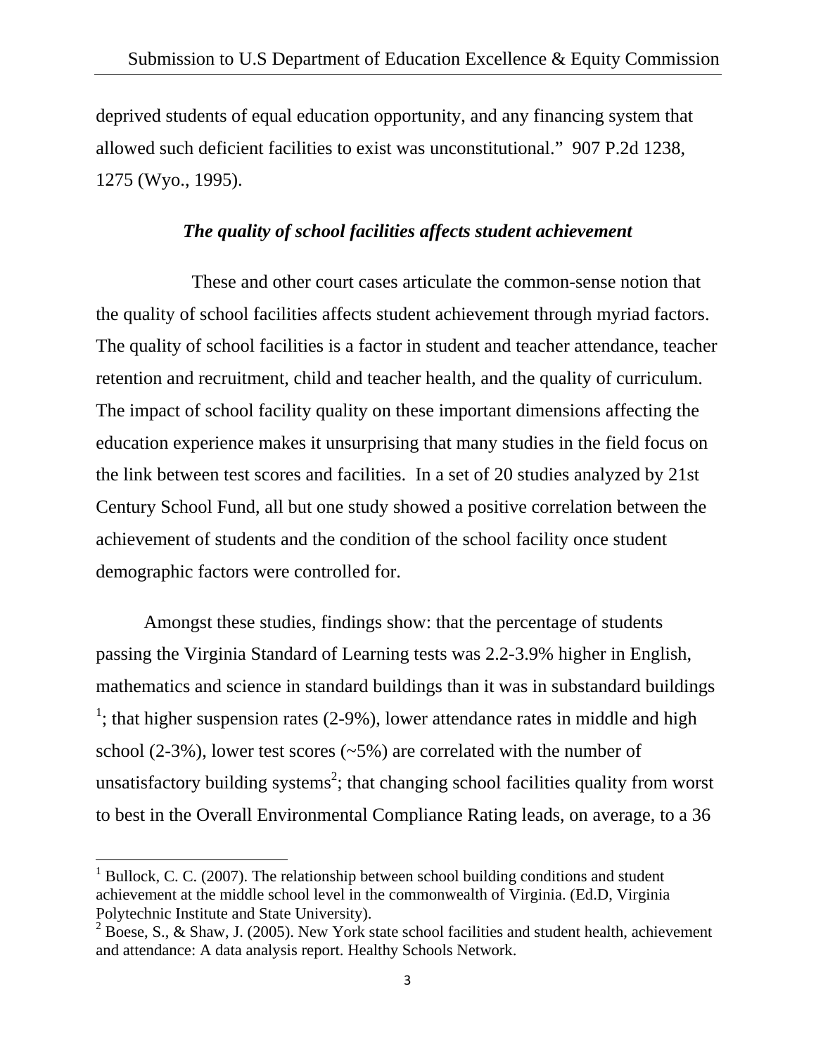deprived students of equal education opportunity, and any financing system that allowed such deficient facilities to exist was unconstitutional." 907 P.2d 1238, 1275 (Wyo., 1995).

### ***The quality of school facilities affects student achievement***

These and other court cases articulate the common-sense notion that the quality of school facilities affects student achievement through myriad factors. The quality of school facilities is a factor in student and teacher attendance, teacher retention and recruitment, child and teacher health, and the quality of curriculum. The impact of school facility quality on these important dimensions affecting the education experience makes it unsurprising that many studies in the field focus on the link between test scores and facilities. In a set of 20 studies analyzed by 21st Century School Fund, all but one study showed a positive correlation between the achievement of students and the condition of the school facility once student demographic factors were controlled for.

Amongst these studies, findings show: that the percentage of students passing the Virginia Standard of Learning tests was 2.2-3.9% higher in English, mathematics and science in standard buildings than it was in substandard buildings [1]; that higher suspension rates (2-9%), lower attendance rates in middle and high school (2-3%), lower test scores (~5%) are correlated with the number of unsatisfactory building systems[2]; that changing school facilities quality from worst to best in the Overall Environmental Compliance Rating leads, on average, to a 36

---

[1] Bullock, C. C. (2007). The relationship between school building conditions and student achievement at the middle school level in the commonwealth of Virginia. (Ed.D, Virginia Polytechnic Institute and State University).

[2] Boese, S., & Shaw, J. (2005). New York state school facilities and student health, achievement and attendance: A data analysis report. Healthy Schools Network.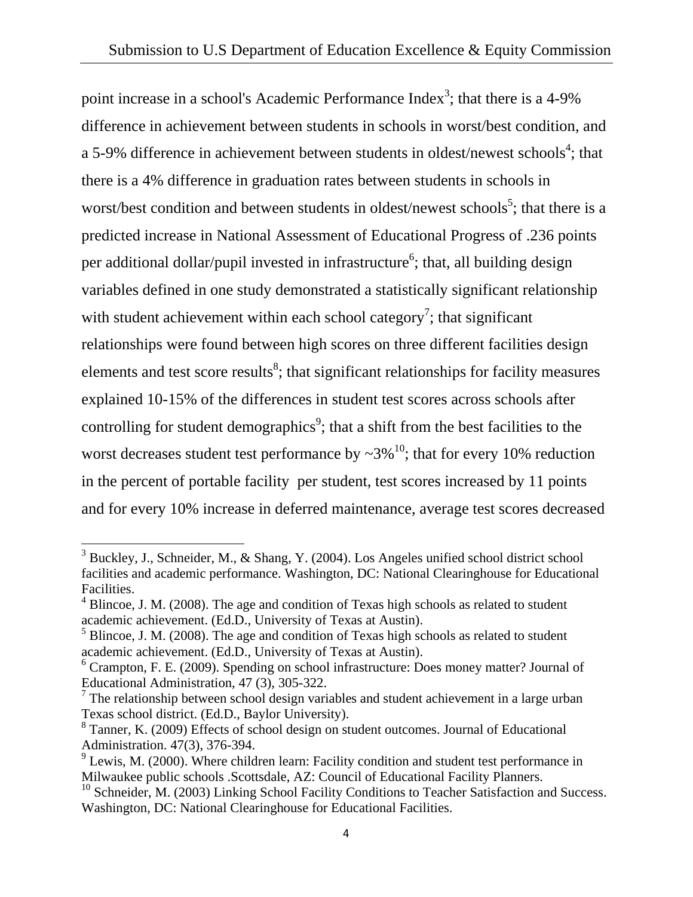point increase in a school's Academic Performance Index[3]; that there is a 4-9% difference in achievement between students in schools in worst/best condition, and a 5-9% difference in achievement between students in oldest/newest schools[4]; that there is a 4% difference in graduation rates between students in schools in worst/best condition and between students in oldest/newest schools[5]; that there is a predicted increase in National Assessment of Educational Progress of .236 points per additional dollar/pupil invested in infrastructure[6]; that, all building design variables defined in one study demonstrated a statistically significant relationship with student achievement within each school category[7]; that significant relationships were found between high scores on three different facilities design elements and test score results[8]; that significant relationships for facility measures explained 10-15% of the differences in student test scores across schools after controlling for student demographics[9]; that a shift from the best facilities to the worst decreases student test performance by ~3%[10]; that for every 10% reduction in the percent of portable facility  per student, test scores increased by 11 points and for every 10% increase in deferred maintenance, average test scores decreased

---

[3] Buckley, J., Schneider, M., & Shang, Y. (2004). Los Angeles unified school district school facilities and academic performance. Washington, DC: National Clearinghouse for Educational Facilities.

[4] Blincoe, J. M. (2008). The age and condition of Texas high schools as related to student academic achievement. (Ed.D., University of Texas at Austin).

[5] Blincoe, J. M. (2008). The age and condition of Texas high schools as related to student academic achievement. (Ed.D., University of Texas at Austin).

[6] Crampton, F. E. (2009). Spending on school infrastructure: Does money matter? Journal of Educational Administration, 47 (3), 305-322.

[7] The relationship between school design variables and student achievement in a large urban Texas school district. (Ed.D., Baylor University).

[8] Tanner, K. (2009) Effects of school design on student outcomes. Journal of Educational Administration. 47(3), 376-394.

[9] Lewis, M. (2000). Where children learn: Facility condition and student test performance in Milwaukee public schools .Scottsdale, AZ: Council of Educational Facility Planners.

[10] Schneider, M. (2003) Linking School Facility Conditions to Teacher Satisfaction and Success. Washington, DC: National Clearinghouse for Educational Facilities.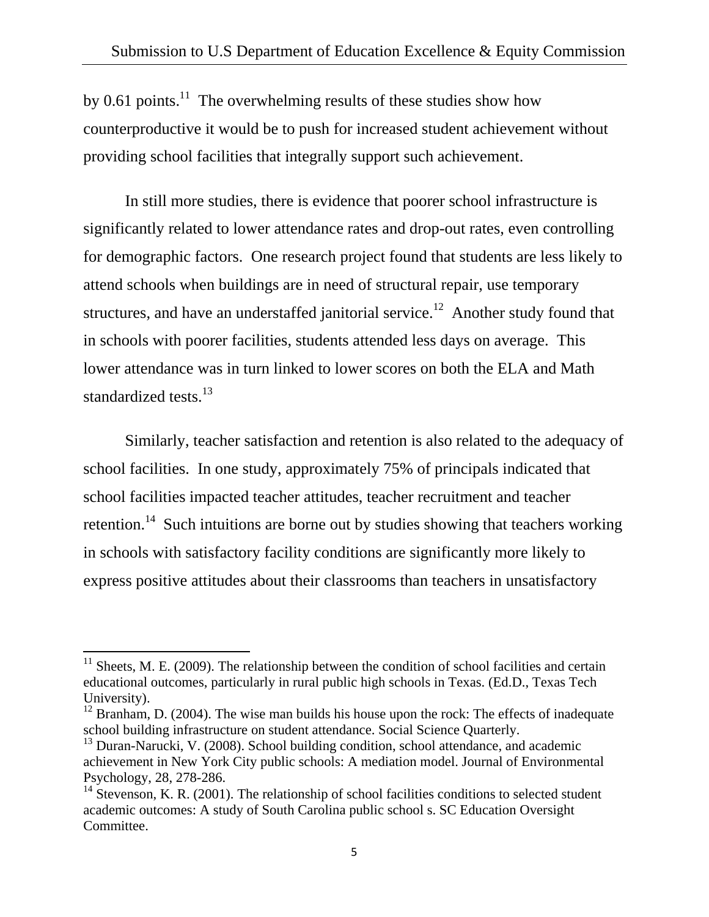by 0.61 points.[11] The overwhelming results of these studies show how counterproductive it would be to push for increased student achievement without providing school facilities that integrally support such achievement.

In still more studies, there is evidence that poorer school infrastructure is significantly related to lower attendance rates and drop-out rates, even controlling for demographic factors. One research project found that students are less likely to attend schools when buildings are in need of structural repair, use temporary structures, and have an understaffed janitorial service.[12] Another study found that in schools with poorer facilities, students attended less days on average. This lower attendance was in turn linked to lower scores on both the ELA and Math standardized tests.[13]

Similarly, teacher satisfaction and retention is also related to the adequacy of school facilities. In one study, approximately 75% of principals indicated that school facilities impacted teacher attitudes, teacher recruitment and teacher retention.[14] Such intuitions are borne out by studies showing that teachers working in schools with satisfactory facility conditions are significantly more likely to express positive attitudes about their classrooms than teachers in unsatisfactory

---

[11] Sheets, M. E. (2009). The relationship between the condition of school facilities and certain educational outcomes, particularly in rural public high schools in Texas. (Ed.D., Texas Tech University).

[12] Branham, D. (2004). The wise man builds his house upon the rock: The effects of inadequate school building infrastructure on student attendance. Social Science Quarterly.

[13] Duran-Narucki, V. (2008). School building condition, school attendance, and academic achievement in New York City public schools: A mediation model. Journal of Environmental Psychology, 28, 278-286.

[14] Stevenson, K. R. (2001). The relationship of school facilities conditions to selected student academic outcomes: A study of South Carolina public school s. SC Education Oversight Committee.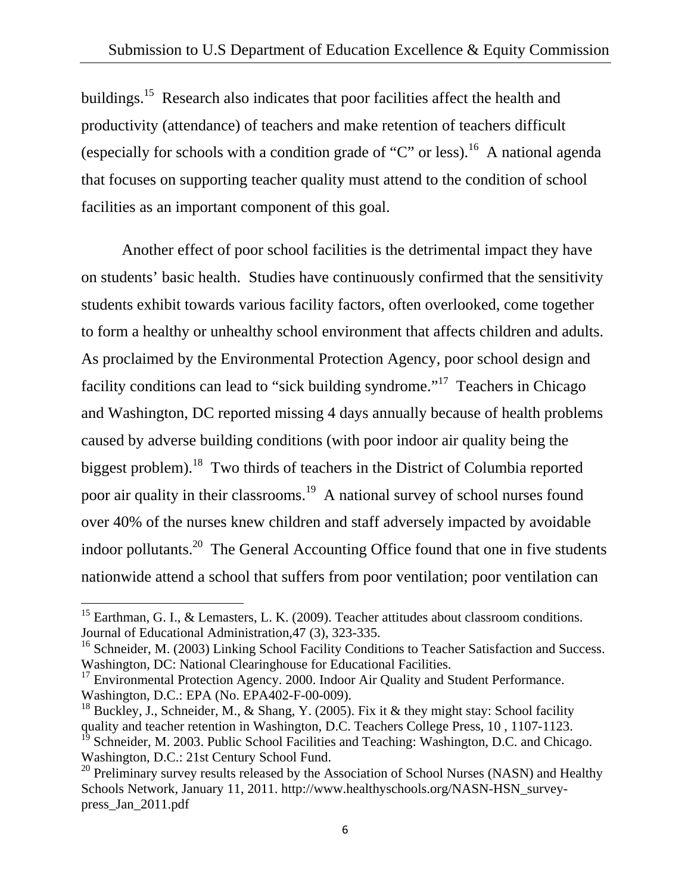buildings.[15] Research also indicates that poor facilities affect the health and productivity (attendance) of teachers and make retention of teachers difficult (especially for schools with a condition grade of "C" or less).[16] A national agenda that focuses on supporting teacher quality must attend to the condition of school facilities as an important component of this goal.

Another effect of poor school facilities is the detrimental impact they have on students' basic health. Studies have continuously confirmed that the sensitivity students exhibit towards various facility factors, often overlooked, come together to form a healthy or unhealthy school environment that affects children and adults. As proclaimed by the Environmental Protection Agency, poor school design and facility conditions can lead to "sick building syndrome."[17] Teachers in Chicago and Washington, DC reported missing 4 days annually because of health problems caused by adverse building conditions (with poor indoor air quality being the biggest problem).[18] Two thirds of teachers in the District of Columbia reported poor air quality in their classrooms.[19] A national survey of school nurses found over 40% of the nurses knew children and staff adversely impacted by avoidable indoor pollutants.[20] The General Accounting Office found that one in five students nationwide attend a school that suffers from poor ventilation; poor ventilation can

---

[15] Earthman, G. I., & Lemasters, L. K. (2009). Teacher attitudes about classroom conditions. Journal of Educational Administration,47 (3), 323-335.

[16] Schneider, M. (2003) Linking School Facility Conditions to Teacher Satisfaction and Success. Washington, DC: National Clearinghouse for Educational Facilities.

[17] Environmental Protection Agency. 2000. Indoor Air Quality and Student Performance. Washington, D.C.: EPA (No. EPA402-F-00-009).

[18] Buckley, J., Schneider, M., & Shang, Y. (2005). Fix it & they might stay: School facility quality and teacher retention in Washington, D.C. Teachers College Press, 10 , 1107-1123.

[19] Schneider, M. 2003. Public School Facilities and Teaching: Washington, D.C. and Chicago. Washington, D.C.: 21st Century School Fund.

[20] Preliminary survey results released by the Association of School Nurses (NASN) and Healthy Schools Network, January 11, 2011. http://www.healthyschools.org/NASN-HSN_survey-press_Jan_2011.pdf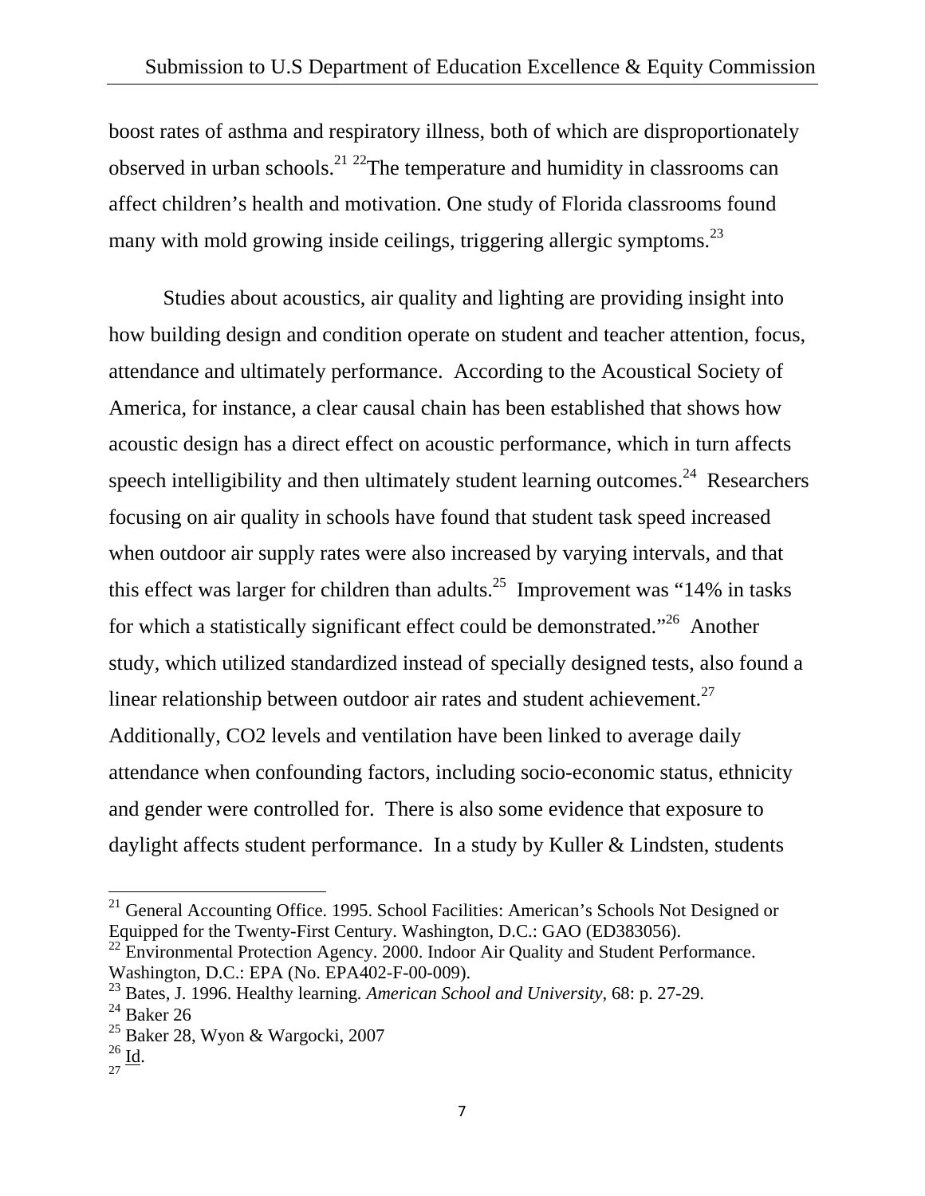boost rates of asthma and respiratory illness, both of which are disproportionately observed in urban schools.[21] [22]The temperature and humidity in classrooms can affect children's health and motivation. One study of Florida classrooms found many with mold growing inside ceilings, triggering allergic symptoms.[23]

Studies about acoustics, air quality and lighting are providing insight into how building design and condition operate on student and teacher attention, focus, attendance and ultimately performance. According to the Acoustical Society of America, for instance, a clear causal chain has been established that shows how acoustic design has a direct effect on acoustic performance, which in turn affects speech intelligibility and then ultimately student learning outcomes.[24] Researchers focusing on air quality in schools have found that student task speed increased when outdoor air supply rates were also increased by varying intervals, and that this effect was larger for children than adults.[25] Improvement was "14% in tasks for which a statistically significant effect could be demonstrated."[26] Another study, which utilized standardized instead of specially designed tests, also found a linear relationship between outdoor air rates and student achievement.[27] Additionally, CO2 levels and ventilation have been linked to average daily attendance when confounding factors, including socio-economic status, ethnicity and gender were controlled for. There is also some evidence that exposure to daylight affects student performance. In a study by Kuller & Lindsten, students

---

[21] General Accounting Office. 1995. School Facilities: American's Schools Not Designed or Equipped for the Twenty-First Century. Washington, D.C.: GAO (ED383056).

[22] Environmental Protection Agency. 2000. Indoor Air Quality and Student Performance. Washington, D.C.: EPA (No. EPA402-F-00-009).

[23] Bates, J. 1996. Healthy learning. *American School and University*, 68: p. 27-29.

[24] Baker 26

[25] Baker 28, Wyon & Wargocki, 2007

[26] Id.

[27]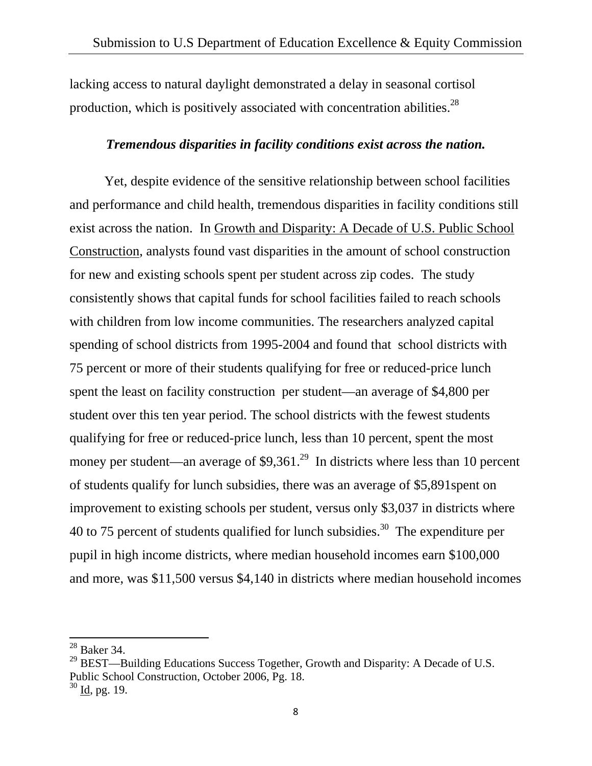lacking access to natural daylight demonstrated a delay in seasonal cortisol production, which is positively associated with concentration abilities.[28]

### *Tremendous disparities in facility conditions exist across the nation.*

Yet, despite evidence of the sensitive relationship between school facilities and performance and child health, tremendous disparities in facility conditions still exist across the nation. In Growth and Disparity: A Decade of U.S. Public School Construction, analysts found vast disparities in the amount of school construction for new and existing schools spent per student across zip codes. The study consistently shows that capital funds for school facilities failed to reach schools with children from low income communities. The researchers analyzed capital spending of school districts from 1995-2004 and found that school districts with 75 percent or more of their students qualifying for free or reduced-price lunch spent the least on facility construction per student—an average of $4,800 per student over this ten year period. The school districts with the fewest students qualifying for free or reduced-price lunch, less than 10 percent, spent the most money per student—an average of $9,361.[29] In districts where less than 10 percent of students qualify for lunch subsidies, there was an average of $5,891spent on improvement to existing schools per student, versus only $3,037 in districts where 40 to 75 percent of students qualified for lunch subsidies.[30] The expenditure per pupil in high income districts, where median household incomes earn $100,000 and more, was $11,500 versus $4,140 in districts where median household incomes

---

[28] Baker 34.

[29] BEST—Building Educations Success Together, Growth and Disparity: A Decade of U.S. Public School Construction, October 2006, Pg. 18.

[30] Id, pg. 19.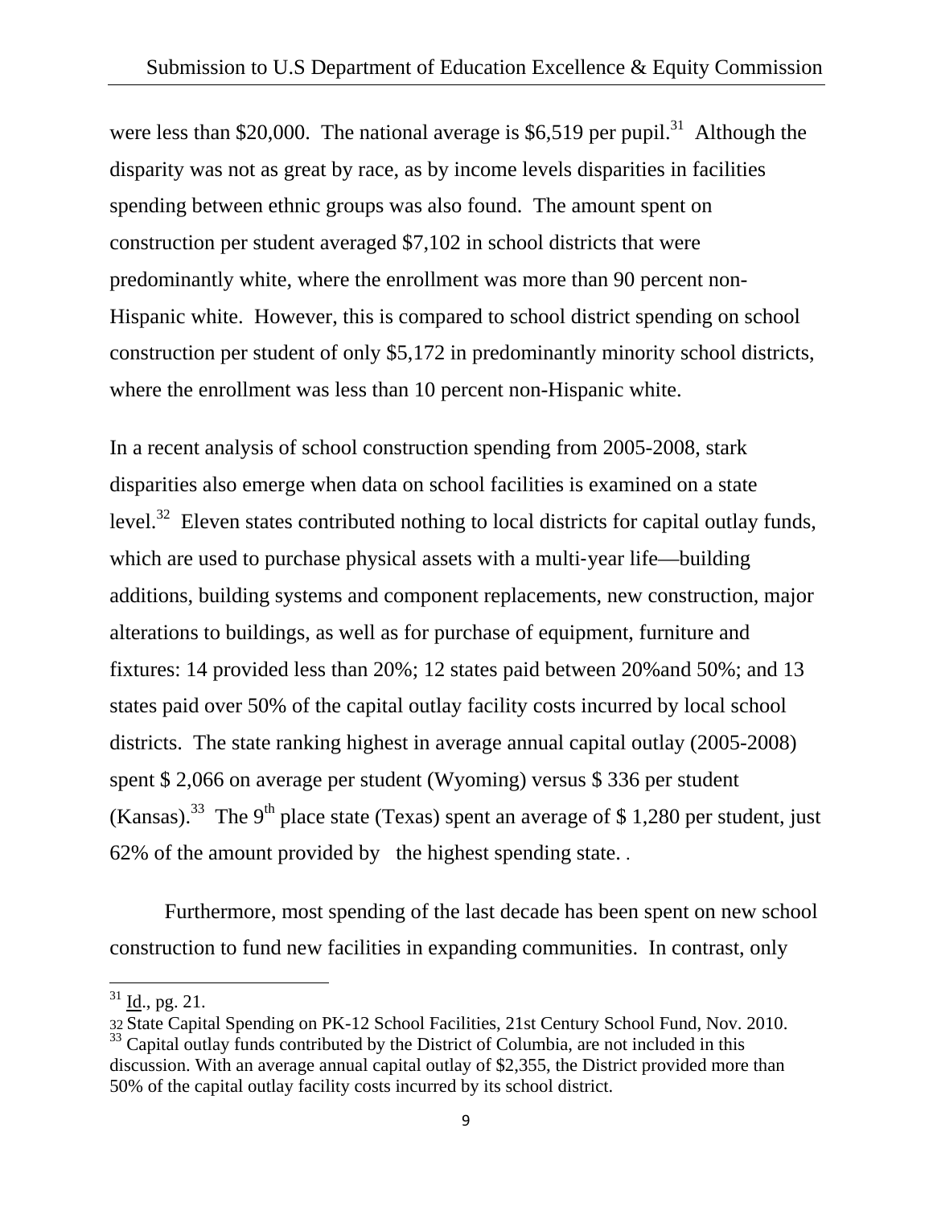were less than $20,000. The national average is $6,519 per pupil.[31] Although the disparity was not as great by race, as by income levels disparities in facilities spending between ethnic groups was also found. The amount spent on construction per student averaged $7,102 in school districts that were predominantly white, where the enrollment was more than 90 percent non-Hispanic white. However, this is compared to school district spending on school construction per student of only $5,172 in predominantly minority school districts, where the enrollment was less than 10 percent non-Hispanic white.

In a recent analysis of school construction spending from 2005-2008, stark disparities also emerge when data on school facilities is examined on a state level.[32] Eleven states contributed nothing to local districts for capital outlay funds, which are used to purchase physical assets with a multi-year life—building additions, building systems and component replacements, new construction, major alterations to buildings, as well as for purchase of equipment, furniture and fixtures: 14 provided less than 20%; 12 states paid between 20%and 50%; and 13 states paid over 50% of the capital outlay facility costs incurred by local school districts. The state ranking highest in average annual capital outlay (2005-2008) spent $ 2,066 on average per student (Wyoming) versus $ 336 per student (Kansas).[33] The 9th place state (Texas) spent an average of $ 1,280 per student, just 62% of the amount provided by the highest spending state. .

Furthermore, most spending of the last decade has been spent on new school construction to fund new facilities in expanding communities. In contrast, only

---

[31] Id., pg. 21.

[32] State Capital Spending on PK-12 School Facilities, 21st Century School Fund, Nov. 2010.

[33] Capital outlay funds contributed by the District of Columbia, are not included in this discussion. With an average annual capital outlay of $2,355, the District provided more than 50% of the capital outlay facility costs incurred by its school district.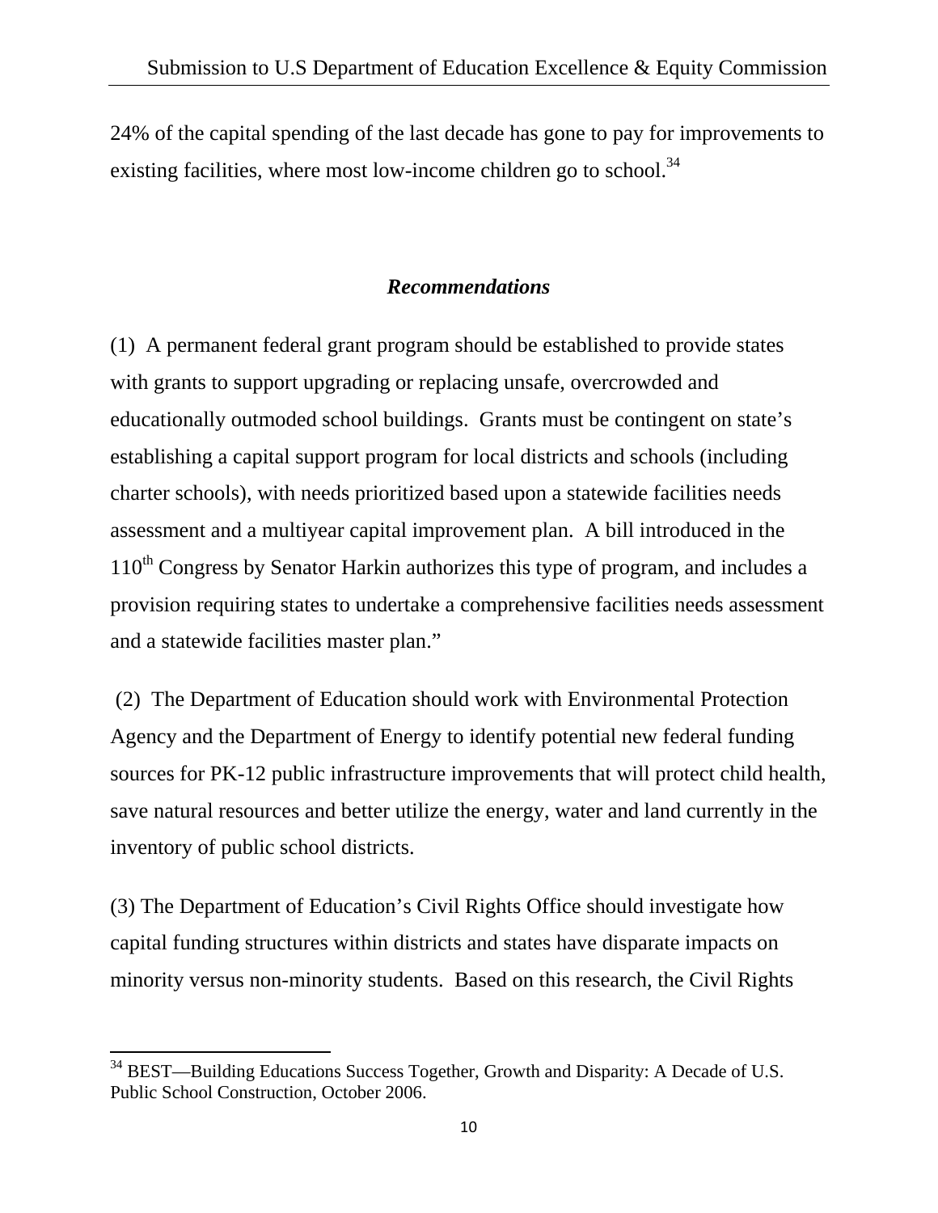24% of the capital spending of the last decade has gone to pay for improvements to existing facilities, where most low-income children go to school.[34]

### ***Recommendations***

(1) A permanent federal grant program should be established to provide states with grants to support upgrading or replacing unsafe, overcrowded and educationally outmoded school buildings. Grants must be contingent on state's establishing a capital support program for local districts and schools (including charter schools), with needs prioritized based upon a statewide facilities needs assessment and a multiyear capital improvement plan. A bill introduced in the 110th Congress by Senator Harkin authorizes this type of program, and includes a provision requiring states to undertake a comprehensive facilities needs assessment and a statewide facilities master plan."

(2) The Department of Education should work with Environmental Protection Agency and the Department of Energy to identify potential new federal funding sources for PK-12 public infrastructure improvements that will protect child health, save natural resources and better utilize the energy, water and land currently in the inventory of public school districts.

(3) The Department of Education's Civil Rights Office should investigate how capital funding structures within districts and states have disparate impacts on minority versus non-minority students. Based on this research, the Civil Rights

---

[34] BEST—Building Educations Success Together, Growth and Disparity: A Decade of U.S. Public School Construction, October 2006.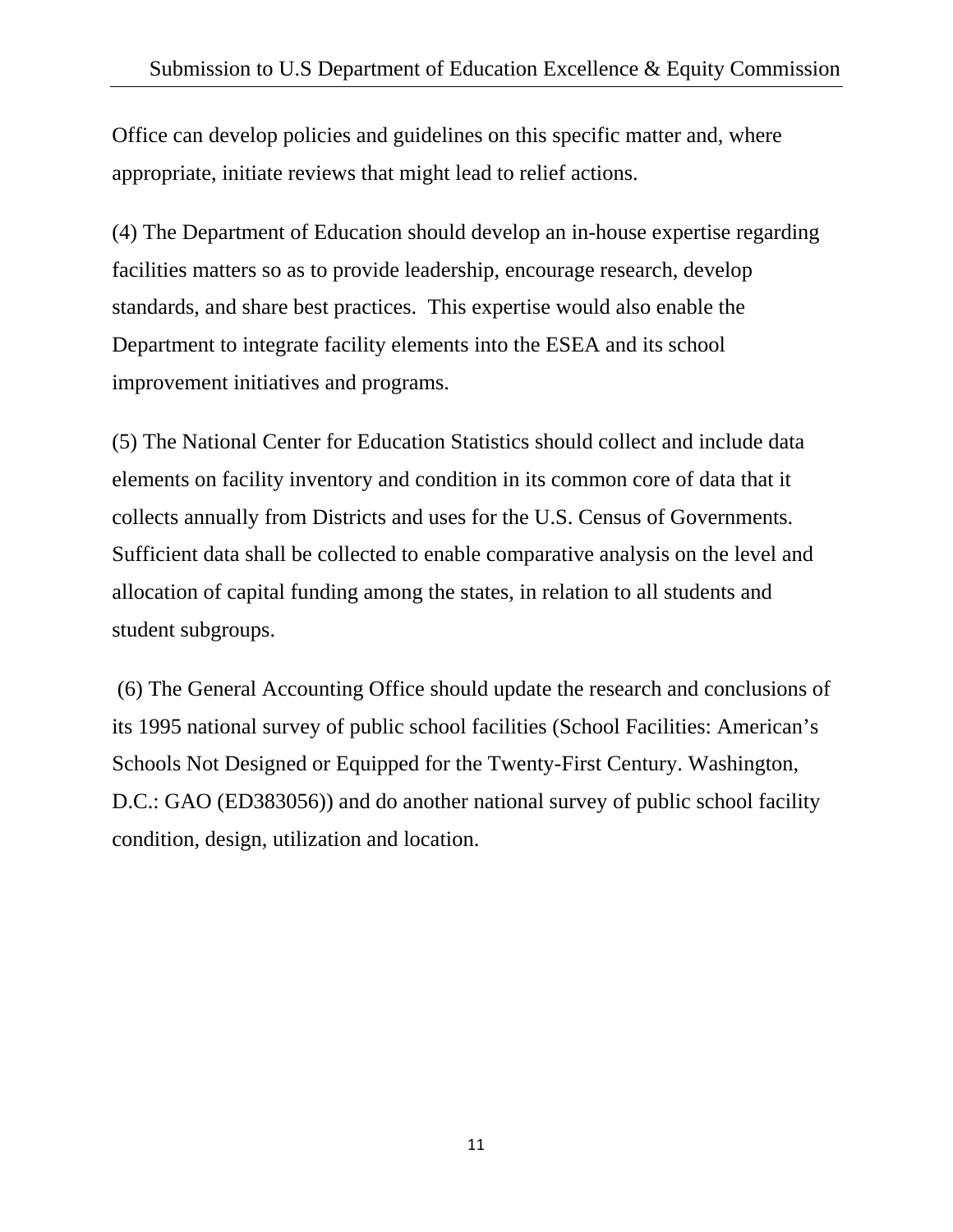Office can develop policies and guidelines on this specific matter and, where appropriate, initiate reviews that might lead to relief actions.

(4) The Department of Education should develop an in-house expertise regarding facilities matters so as to provide leadership, encourage research, develop standards, and share best practices. This expertise would also enable the Department to integrate facility elements into the ESEA and its school improvement initiatives and programs.

(5) The National Center for Education Statistics should collect and include data elements on facility inventory and condition in its common core of data that it collects annually from Districts and uses for the U.S. Census of Governments. Sufficient data shall be collected to enable comparative analysis on the level and allocation of capital funding among the states, in relation to all students and student subgroups.

(6) The General Accounting Office should update the research and conclusions of its 1995 national survey of public school facilities (School Facilities: American's Schools Not Designed or Equipped for the Twenty-First Century. Washington, D.C.: GAO (ED383056)) and do another national survey of public school facility condition, design, utilization and location.